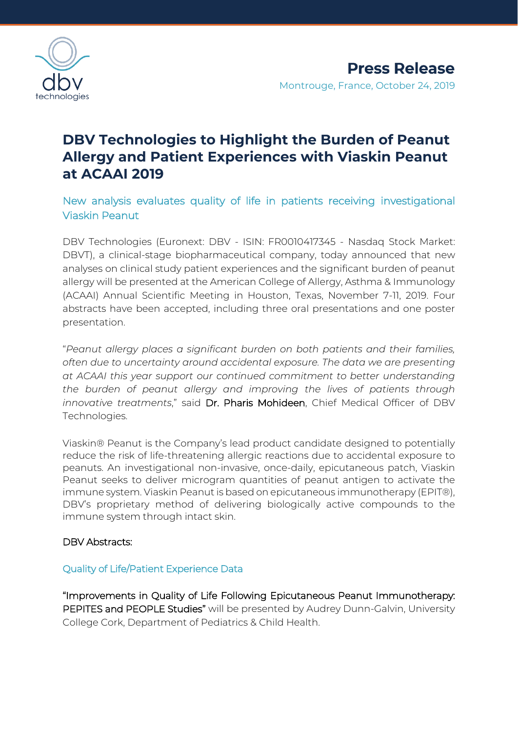**Press Release**

Montrouge, France, October 24, 2019

# DBV Technologies to Highlight the Burden of Peanut Allergy and Patient Experiences with Viaskin Peanut at ACAAI 2019

## New analysis evaluates quality of life in patients receiving investigational Viaskin Peanut

DBV Technologies (Euronext: DBV - ISIN: FR0010417345 - Nasdaq Stock Market: DBVT), a clinical-stage biopharmaceutical company, today announced that new analyses on clinical study patient experiences and the significant burden of peanut allergy will be presented at the American College of Allergy, Asthma & Immunology (ACAAI) Annual Scientific Meeting in Houston, Texas, November 7-11, 2019. Four abstracts have been accepted, including three oral presentations and one poster presentation.

"*Peanut allergy places a significant burden on both patients and their families, often due to uncertainty around accidental exposure. The data we are presenting at ACAAI this year support our continued commitment to better understanding the burden of peanut allergy and improving the lives of patients through innovative treatments*," said Dr. Pharis Mohideen, Chief Medical Officer of DBV Technologies.

Viaskin® Peanut is the Company's lead product candidate designed to potentially reduce the risk of life-threatening allergic reactions due to accidental exposure to peanuts. An investigational non-invasive, once-daily, epicutaneous patch, Viaskin Peanut seeks to deliver microgram quantities of peanut antigen to activate the immune system. Viaskin Peanut is based on epicutaneous immunotherapy (EPIT®), DBV's proprietary method of delivering biologically active compounds to the immune system through intact skin.

DBV Abstracts:

### Quality of Life/Patient Experience Data

"Improvements in Quality of Life Following Epicutaneous Peanut Immunotherapy: PEPITES and PEOPLE Studies" will be presented by Audrey Dunn-Galvin, University College Cork, Department of Pediatrics & Child Health.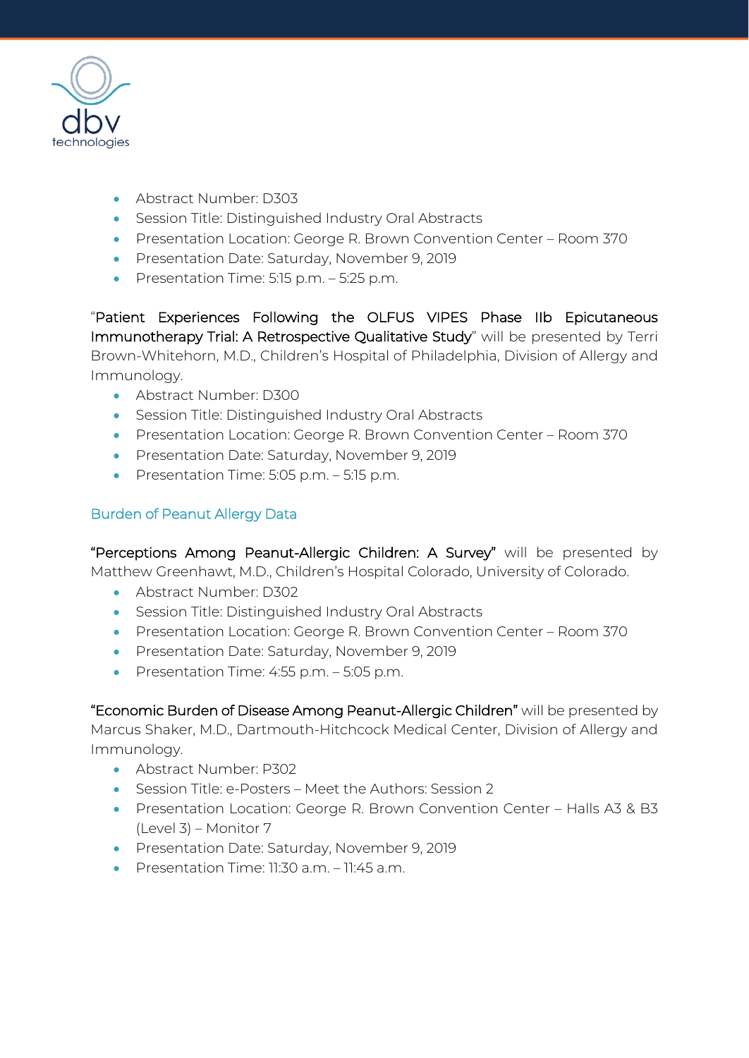- Abstract Number: D303
- Session Title: Distinguished Industry Oral Abstracts
- Presentation Location: George R. Brown Convention Center – Room 370
- Presentation Date: Saturday, November 9, 2019
- Presentation Time: 5:15 p.m. – 5:25 p.m.

"Patient Experiences Following the OLFUS VIPES Phase IIb Epicutaneous Immunotherapy Trial: A Retrospective Qualitative Study" will be presented by Terri Brown-Whitehorn, M.D., Children's Hospital of Philadelphia, Division of Allergy and Immunology.

- Abstract Number: D300
- Session Title: Distinguished Industry Oral Abstracts
- Presentation Location: George R. Brown Convention Center – Room 370
- Presentation Date: Saturday, November 9, 2019
- Presentation Time: 5:05 p.m. – 5:15 p.m.

## Burden of Peanut Allergy Data

"Perceptions Among Peanut-Allergic Children: A Survey" will be presented by Matthew Greenhawt, M.D., Children's Hospital Colorado, University of Colorado.

- Abstract Number: D302
- Session Title: Distinguished Industry Oral Abstracts
- Presentation Location: George R. Brown Convention Center – Room 370
- Presentation Date: Saturday, November 9, 2019
- Presentation Time: 4:55 p.m. – 5:05 p.m.

"Economic Burden of Disease Among Peanut-Allergic Children" will be presented by Marcus Shaker, M.D., Dartmouth-Hitchcock Medical Center, Division of Allergy and Immunology.

- Abstract Number: P302
- Session Title: e-Posters – Meet the Authors: Session 2
- Presentation Location: George R. Brown Convention Center – Halls A3 & B3 (Level 3) – Monitor 7
- Presentation Date: Saturday, November 9, 2019
- Presentation Time: 11:30 a.m. – 11:45 a.m.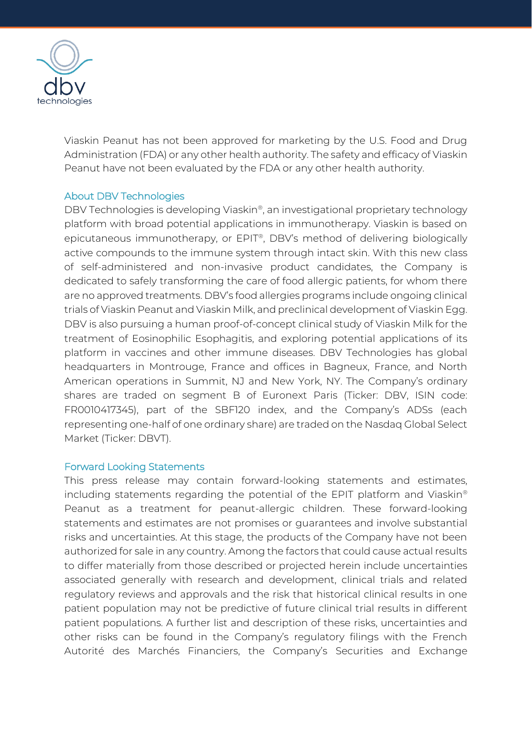Viaskin Peanut has not been approved for marketing by the U.S. Food and Drug Administration (FDA) or any other health authority. The safety and efficacy of Viaskin Peanut have not been evaluated by the FDA or any other health authority.

## About DBV Technologies

DBV Technologies is developing Viaskin®, an investigational proprietary technology platform with broad potential applications in immunotherapy. Viaskin is based on epicutaneous immunotherapy, or EPIT®, DBV's method of delivering biologically active compounds to the immune system through intact skin. With this new class of self-administered and non-invasive product candidates, the Company is dedicated to safely transforming the care of food allergic patients, for whom there are no approved treatments. DBV's food allergies programs include ongoing clinical trials of Viaskin Peanut and Viaskin Milk, and preclinical development of Viaskin Egg. DBV is also pursuing a human proof-of-concept clinical study of Viaskin Milk for the treatment of Eosinophilic Esophagitis, and exploring potential applications of its platform in vaccines and other immune diseases. DBV Technologies has global headquarters in Montrouge, France and offices in Bagneux, France, and North American operations in Summit, NJ and New York, NY. The Company's ordinary shares are traded on segment B of Euronext Paris (Ticker: DBV, ISIN code: FR0010417345), part of the SBF120 index, and the Company's ADSs (each representing one-half of one ordinary share) are traded on the Nasdaq Global Select Market (Ticker: DBVT).

## Forward Looking Statements

This press release may contain forward-looking statements and estimates, including statements regarding the potential of the EPIT platform and Viaskin® Peanut as a treatment for peanut-allergic children. These forward-looking statements and estimates are not promises or guarantees and involve substantial risks and uncertainties. At this stage, the products of the Company have not been authorized for sale in any country. Among the factors that could cause actual results to differ materially from those described or projected herein include uncertainties associated generally with research and development, clinical trials and related regulatory reviews and approvals and the risk that historical clinical results in one patient population may not be predictive of future clinical trial results in different patient populations. A further list and description of these risks, uncertainties and other risks can be found in the Company's regulatory filings with the French Autorité des Marchés Financiers, the Company's Securities and Exchange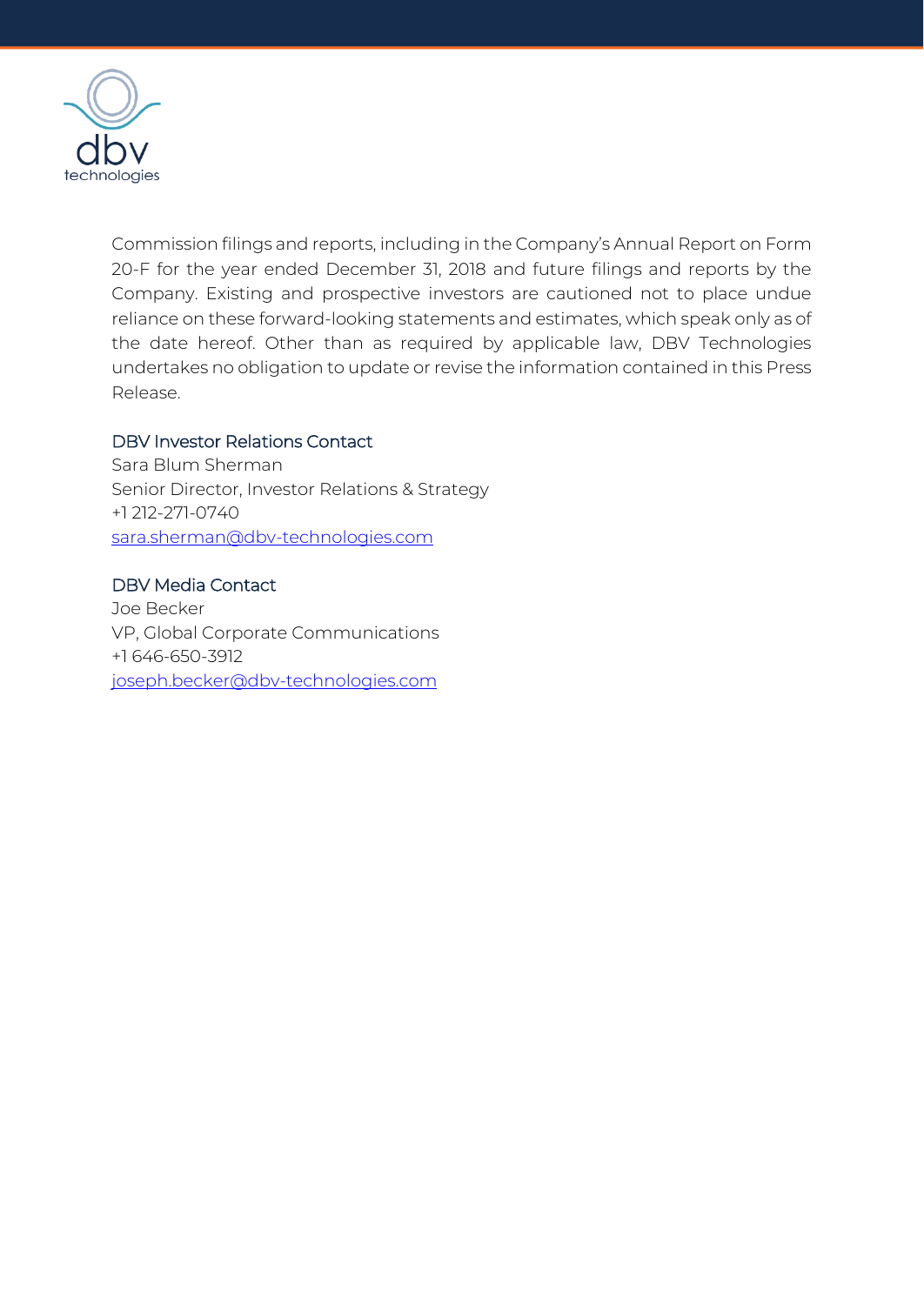Commission filings and reports, including in the Company's Annual Report on Form 20-F for the year ended December 31, 2018 and future filings and reports by the Company. Existing and prospective investors are cautioned not to place undue reliance on these forward-looking statements and estimates, which speak only as of the date hereof. Other than as required by applicable law, DBV Technologies undertakes no obligation to update or revise the information contained in this Press Release.

**DBV Investor Relations Contact**
Sara Blum Sherman
Senior Director, Investor Relations & Strategy
+1 212-271-0740
sara.sherman@dbv-technologies.com

**DBV Media Contact**
Joe Becker
VP, Global Corporate Communications
+1 646-650-3912
joseph.becker@dbv-technologies.com